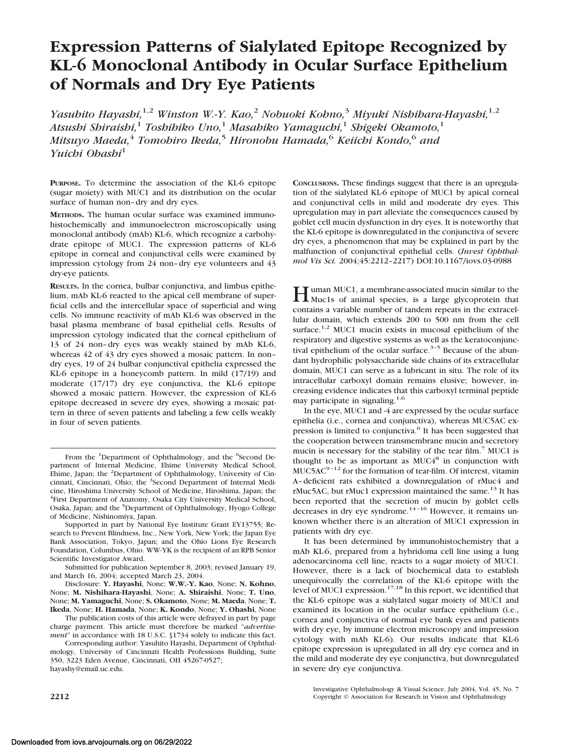# Expression Patterns of Sialylated Epitope Recognized by KL-6 Monoclonal Antibody in Ocular Surface Epithelium of Normals and Dry Eye Patients

*Yasuhito Hayashi,*[1,2] *Winston W.-Y. Kao,*[2] *Nobuoki Kohno,*[3] *Miyuki Nishihara-Hayashi,*[1,2] *Atsushi Shiraishi,*[1] *Toshihiko Uno,*[1] *Masahiko Yamaguchi,*[1] *Shigeki Okamoto,*[1] *Mitsuyo Maeda,*[4] *Tomohiro Ikeda,*[5] *Hironobu Hamada,*[6] *Keiichi Kondo,*[6] *and Yuichi Ohashi*[1]

**PURPOSE.** To determine the association of the KL-6 epitope (sugar moiety) with MUC1 and its distribution on the ocular surface of human non–dry and dry eyes.

**METHODS.** The human ocular surface was examined immunohistochemically and immunoelectron microscopically using monoclonal antibody (mAb) KL-6, which recognize a carbohydrate epitope of MUC1. The expression patterns of KL-6 epitope in corneal and conjunctival cells were examined by impression cytology from 24 non–dry eye volunteers and 43 dry-eye patients.

**RESULTS.** In the cornea, bulbar conjunctiva, and limbus epithelium, mAb KL-6 reacted to the apical cell membrane of superficial cells and the intercellular space of superficial and wing cells. No immune reactivity of mAb KL-6 was observed in the basal plasma membrane of basal epithelial cells. Results of impression cytology indicated that the corneal epithelium of 13 of 24 non–dry eyes was weakly stained by mAb KL-6, whereas 42 of 43 dry eyes showed a mosaic pattern. In non–dry eyes, 19 of 24 bulbar conjunctival epithelia expressed the KL-6 epitope in a honeycomb pattern. In mild (17/19) and moderate (17/17) dry eye conjunctiva, the KL-6 epitope showed a mosaic pattern. However, the expression of KL-6 epitope decreased in severe dry eyes, showing a mosaic pattern in three of seven patients and labeling a few cells weakly in four of seven patients.

**CONCLUSIONS.** These findings suggest that there is an upregulation of the sialylated KL-6 epitope of MUC1 by apical corneal and conjunctival cells in mild and moderate dry eyes. This upregulation may in part alleviate the consequences caused by goblet cell mucin dysfunction in dry eyes. It is noteworthy that the KL-6 epitope is downregulated in the conjunctiva of severe dry eyes, a phenomenon that may be explained in part by the malfunction of conjunctival epithelial cells. (*Invest Ophthalmol Vis Sci.* 2004;45:2212–2217) DOI:10.1167/iovs.03-0988

From the [1]Department of Ophthalmology, and the [6]Second Department of Internal Medicine, Ehime University Medical School, Ehime, Japan; the [2]Department of Ophthalmology, University of Cincinnati, Cincinnati, Ohio; the [3]Second Department of Internal Medicine, Hiroshima University School of Medicine, Hiroshima, Japan; the [4]First Department of Anatomy, Osaka City University Medical School, Osaka, Japan; and the [5]Department of Ophthalmology, Hyogo College of Medicine, Nishinomiya, Japan.

Supported in part by National Eye Institute Grant EY13755; Research to Prevent Blindness, Inc., New York, New York; the Japan Eye Bank Association, Tokyo, Japan; and the Ohio Lions Eye Research Foundation, Columbus, Ohio. WW-YK is the recipient of an RPB Senior Scientific Investigator Award.

Submitted for publication September 8, 2003; revised January 19, and March 16, 2004; accepted March 23, 2004.

Disclosure: **Y. Hayashi**, None; **W.W.-Y. Kao**, None; **N. Kohno**, None; **M. Nishihara-Hayashi**, None; **A. Shiraishi**, None; **T. Uno**, None; **M. Yamaguchi**, None; **S. Okamoto**, None; **M. Maeda**, None; **T. Ikeda**, None; **H. Hamada**, None; **K. Kondo**, None; **Y. Ohashi**, None

The publication costs of this article were defrayed in part by page charge payment. This article must therefore be marked "*advertisement*" in accordance with 18 U.S.C. §1734 solely to indicate this fact.

Corresponding author: Yasuhito Hayashi, Department of Ophthalmology, University of Cincinnati Health Professions Building, Suite 350, 3223 Eden Avenue, Cincinnati, OH 45267-0527; hayashy@email.uc.edu.

Human MUC1, a membrane-associated mucin similar to the Muc1s of animal species, is a large glycoprotein that contains a variable number of tandem repeats in the extracellular domain, which extends 200 to 500 nm from the cell surface.[1,2] MUC1 mucin exists in mucosal epithelium of the respiratory and digestive systems as well as the keratoconjunctival epithelium of the ocular surface.[3–5] Because of the abundant hydrophilic polysaccharide side chains of its extracellular domain, MUC1 can serve as a lubricant in situ. The role of its intracellular carboxyl domain remains elusive; however, increasing evidence indicates that this carboxyl terminal peptide may participate in signaling.[1,6]

In the eye, MUC1 and -4 are expressed by the ocular surface epithelia (i.e., cornea and conjunctiva), whereas MUC5AC expression is limited to conjunctiva.[6] It has been suggested that the cooperation between transmembrane mucin and secretory mucin is necessary for the stability of the tear film.[7] MUC1 is thought to be as important as MUC4[8] in conjunction with MUC5AC[9–12] for the formation of tear-film. Of interest, vitamin A–deficient rats exhibited a downregulation of rMuc4 and rMuc5AC, but rMuc1 expression maintained the same.[13] It has been reported that the secretion of mucin by goblet cells decreases in dry eye syndrome.[14–16] However, it remains unknown whether there is an alteration of MUC1 expression in patients with dry eye.

It has been determined by immunohistochemistry that a mAb KL-6, prepared from a hybridoma cell line using a lung adenocarcinoma cell line, reacts to a sugar moiety of MUC1. However, there is a lack of biochemical data to establish unequivocally the correlation of the KL-6 epitope with the level of MUC1 expression.[17,18] In this report, we identified that the KL-6 epitope was a sialylated sugar moiety of MUC1 and examined its location in the ocular surface epithelium (i.e., cornea and conjunctiva of normal eye bank eyes and patients with dry eye, by immune electron microscopy and impression cytology with mAb KL-6). Our results indicate that KL-6 epitope expression is upregulated in all dry eye cornea and in the mild and moderate dry eye conjunctiva, but downregulated in severe dry eye conjunctiva.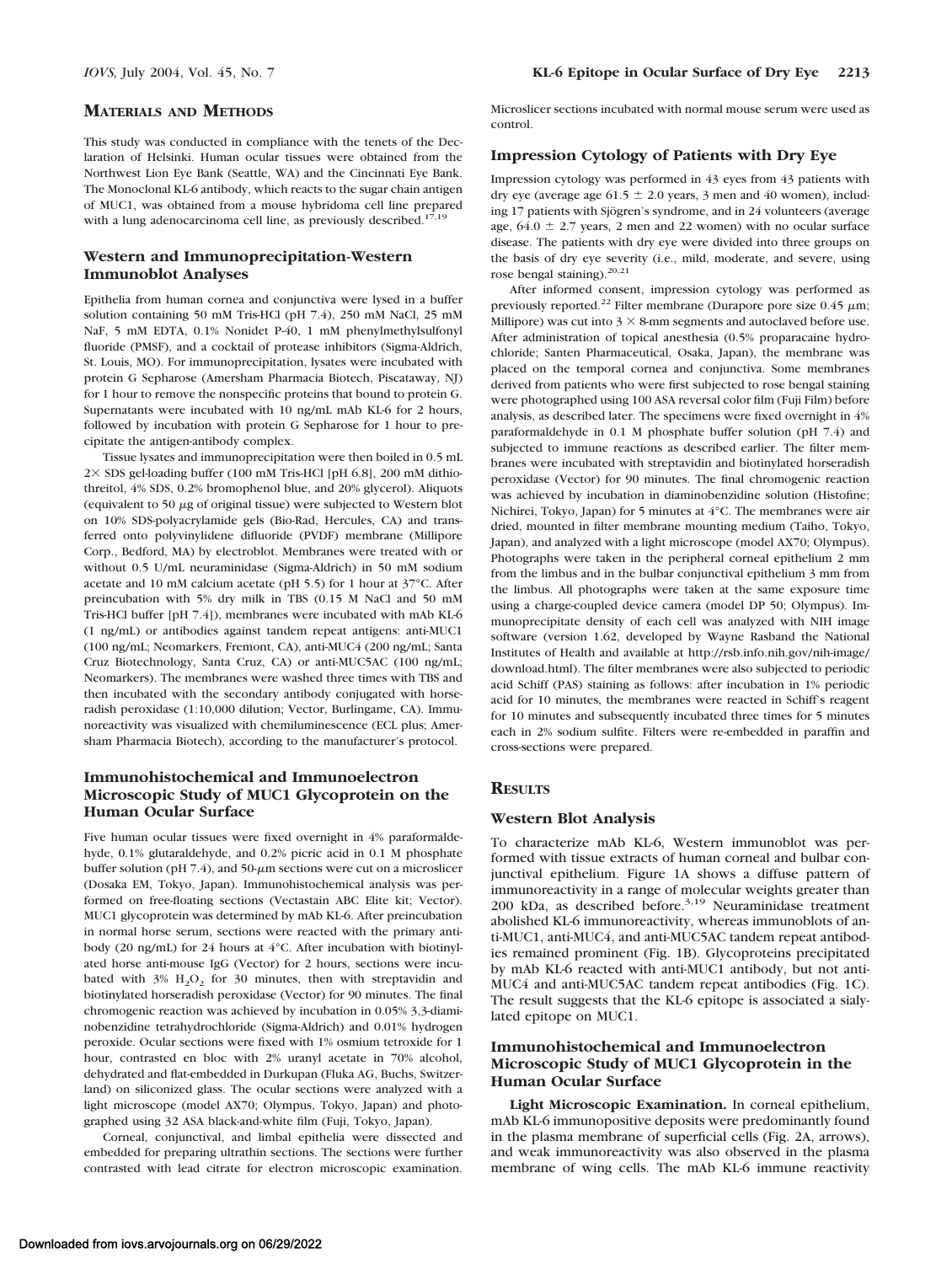## Materials and Methods

This study was conducted in compliance with the tenets of the Declaration of Helsinki. Human ocular tissues were obtained from the Northwest Lion Eye Bank (Seattle, WA) and the Cincinnati Eye Bank. The Monoclonal KL-6 antibody, which reacts to the sugar chain antigen of MUC1, was obtained from a mouse hybridoma cell line prepared with a lung adenocarcinoma cell line, as previously described.[17,19]

### Western and Immunoprecipitation-Western Immunoblot Analyses

Epithelia from human cornea and conjunctiva were lysed in a buffer solution containing 50 mM Tris-HCl (pH 7.4), 250 mM NaCl, 25 mM NaF, 5 mM EDTA, 0.1% Nonidet P-40, 1 mM phenylmethylsulfonyl fluoride (PMSF), and a cocktail of protease inhibitors (Sigma-Aldrich, St. Louis, MO). For immunoprecipitation, lysates were incubated with protein G Sepharose (Amersham Pharmacia Biotech, Piscataway, NJ) for 1 hour to remove the nonspecific proteins that bound to protein G. Supernatants were incubated with 10 ng/mL mAb KL-6 for 2 hours, followed by incubation with protein G Sepharose for 1 hour to precipitate the antigen-antibody complex.

Tissue lysates and immunoprecipitation were then boiled in 0.5 mL 2× SDS gel-loading buffer (100 mM Tris-HCl [pH 6.8], 200 mM dithiothreitol, 4% SDS, 0.2% bromophenol blue, and 20% glycerol). Aliquots (equivalent to 50 $\mu$g of original tissue) were subjected to Western blot on 10% SDS-polyacrylamide gels (Bio-Rad, Hercules, CA) and transferred onto polyvinylidene difluoride (PVDF) membrane (Millipore Corp., Bedford, MA) by electroblot. Membranes were treated with or without 0.5 U/mL neuraminidase (Sigma-Aldrich) in 50 mM sodium acetate and 10 mM calcium acetate (pH 5.5) for 1 hour at 37°C. After preincubation with 5% dry milk in TBS (0.15 M NaCl and 50 mM Tris-HCl buffer [pH 7.4]), membranes were incubated with mAb KL-6 (1 ng/mL) or antibodies against tandem repeat antigens: anti-MUC1 (100 ng/mL; Neomarkers, Fremont, CA), anti-MUC4 (200 ng/mL; Santa Cruz Biotechnology, Santa Cruz, CA) or anti-MUC5AC (100 ng/mL; Neomarkers). The membranes were washed three times with TBS and then incubated with the secondary antibody conjugated with horseradish peroxidase (1:10,000 dilution; Vector, Burlingame, CA). Immunoreactivity was visualized with chemiluminescence (ECL plus; Amersham Pharmacia Biotech), according to the manufacturer's protocol.

### Immunohistochemical and Immunoelectron Microscopic Study of MUC1 Glycoprotein on the Human Ocular Surface

Five human ocular tissues were fixed overnight in 4% paraformaldehyde, 0.1% glutaraldehyde, and 0.2% picric acid in 0.1 M phosphate buffer solution (pH 7.4), and 50-$\mu$m sections were cut on a microslicer (Dosaka EM, Tokyo, Japan). Immunohistochemical analysis was performed on free-floating sections (Vectastain ABC Elite kit; Vector). MUC1 glycoprotein was determined by mAb KL-6. After preincubation in normal horse serum, sections were reacted with the primary antibody (20 ng/mL) for 24 hours at 4°C. After incubation with biotinylated horse anti-mouse IgG (Vector) for 2 hours, sections were incubated with 3% $H_2O_2$ for 30 minutes, then with streptavidin and biotinylated horseradish peroxidase (Vector) for 90 minutes. The final chromogenic reaction was achieved by incubation in 0.05% 3,3-diaminobenzidine tetrahydrochloride (Sigma-Aldrich) and 0.01% hydrogen peroxide. Ocular sections were fixed with 1% osmium tetroxide for 1 hour, contrasted en bloc with 2% uranyl acetate in 70% alcohol, dehydrated and flat-embedded in Durkupan (Fluka AG, Buchs, Switzerland) on siliconized glass. The ocular sections were analyzed with a light microscope (model AX70; Olympus, Tokyo, Japan) and photographed using 32 ASA black-and-white film (Fuji, Tokyo, Japan).

Corneal, conjunctival, and limbal epithelia were dissected and embedded for preparing ultrathin sections. The sections were further contrasted with lead citrate for electron microscopic examination. Microslicer sections incubated with normal mouse serum were used as control.

### Impression Cytology of Patients with Dry Eye

Impression cytology was performed in 43 eyes from 43 patients with dry eye (average age 61.5 ± 2.0 years, 3 men and 40 women), including 17 patients with Sjögren's syndrome, and in 24 volunteers (average age, 64.0 ± 2.7 years, 2 men and 22 women) with no ocular surface disease. The patients with dry eye were divided into three groups on the basis of dry eye severity (i.e., mild, moderate, and severe, using rose bengal staining).[20,21]

After informed consent, impression cytology was performed as previously reported.[22] Filter membrane (Durapore pore size 0.45 $\mu$m; Millipore) was cut into 3 × 8-mm segments and autoclaved before use. After administration of topical anesthesia (0.5% proparacaine hydrochloride; Santen Pharmaceutical, Osaka, Japan), the membrane was placed on the temporal cornea and conjunctiva. Some membranes derived from patients who were first subjected to rose bengal staining were photographed using 100 ASA reversal color film (Fuji Film) before analysis, as described later. The specimens were fixed overnight in 4% paraformaldehyde in 0.1 M phosphate buffer solution (pH 7.4) and subjected to immune reactions as described earlier. The filter membranes were incubated with streptavidin and biotinylated horseradish peroxidase (Vector) for 90 minutes. The final chromogenic reaction was achieved by incubation in diaminobenzidine solution (Histofine; Nichirei, Tokyo, Japan) for 5 minutes at 4°C. The membranes were air dried, mounted in filter membrane mounting medium (Taiho, Tokyo, Japan), and analyzed with a light microscope (model AX70; Olympus). Photographs were taken in the peripheral corneal epithelium 2 mm from the limbus and in the bulbar conjunctival epithelium 3 mm from the limbus. All photographs were taken at the same exposure time using a charge-coupled device camera (model DP 50; Olympus). Immunoprecipitate density of each cell was analyzed with NIH image software (version 1.62, developed by Wayne Rasband the National Institutes of Health and available at http://rsb.info.nih.gov/nih-image/download.html). The filter membranes were also subjected to periodic acid Schiff (PAS) staining as follows: after incubation in 1% periodic acid for 10 minutes, the membranes were reacted in Schiff's reagent for 10 minutes and subsequently incubated three times for 5 minutes each in 2% sodium sulfite. Filters were re-embedded in paraffin and cross-sections were prepared.

## Results

### Western Blot Analysis

To characterize mAb KL-6, Western immunoblot was performed with tissue extracts of human corneal and bulbar conjunctival epithelium. Figure 1A shows a diffuse pattern of immunoreactivity in a range of molecular weights greater than 200 kDa, as described before.[3,19] Neuraminidase treatment abolished KL-6 immunoreactivity, whereas immunoblots of anti-MUC1, anti-MUC4, and anti-MUC5AC tandem repeat antibodies remained prominent (Fig. 1B). Glycoproteins precipitated by mAb KL-6 reacted with anti-MUC1 antibody, but not anti-MUC4 and anti-MUC5AC tandem repeat antibodies (Fig. 1C). The result suggests that the KL-6 epitope is associated a sialylated epitope on MUC1.

### Immunohistochemical and Immunoelectron Microscopic Study of MUC1 Glycoprotein in the Human Ocular Surface

**Light Microscopic Examination.** In corneal epithelium, mAb KL-6 immunopositive deposits were predominantly found in the plasma membrane of superficial cells (Fig. 2A, arrows), and weak immunoreactivity was also observed in the plasma membrane of wing cells. The mAb KL-6 immune reactivity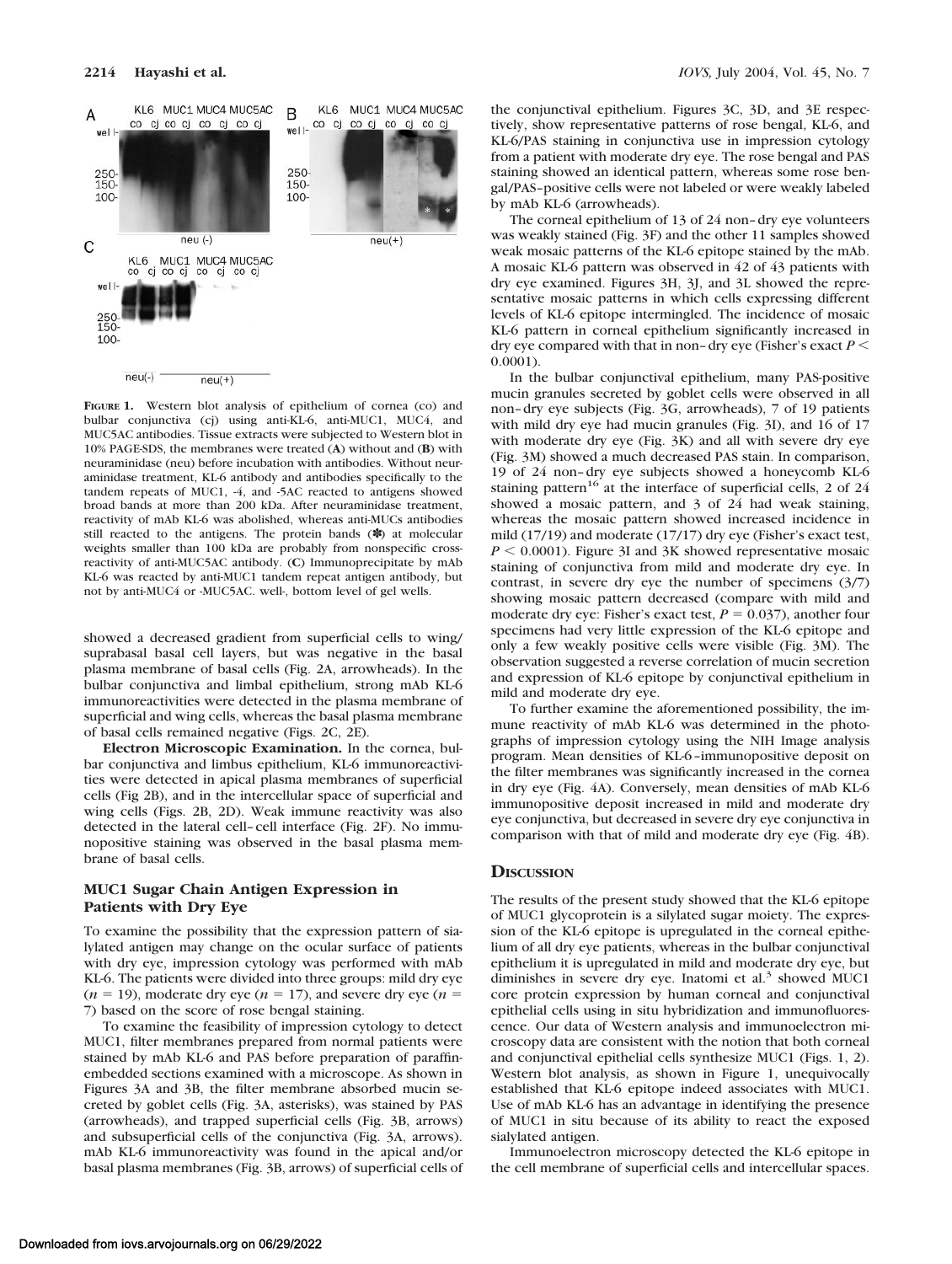**FIGURE 1.** Western blot analysis of epithelium of cornea (co) and bulbar conjunctiva (cj) using anti-KL-6, anti-MUC1, MUC4, and MUC5AC antibodies. Tissue extracts were subjected to Western blot in 10% PAGE-SDS, the membranes were treated (**A**) without and (**B**) with neuraminidase (neu) before incubation with antibodies. Without neuraminidase treatment, KL-6 antibody and antibodies specifically to the tandem repeats of MUC1, -4, and -5AC reacted to antigens showed broad bands at more than 200 kDa. After neuraminidase treatment, reactivity of mAb KL-6 was abolished, whereas anti-MUCs antibodies still reacted to the antigens. The protein bands (✽) at molecular weights smaller than 100 kDa are probably from nonspecific cross-reactivity of anti-MUC5AC antibody. (**C**) Immunoprecipitate by mAb KL-6 was reacted by anti-MUC1 tandem repeat antigen antibody, but not by anti-MUC4 or -MUC5AC. well-, bottom level of gel wells.

showed a decreased gradient from superficial cells to wing/suprabasal basal cell layers, but was negative in the basal plasma membrane of basal cells (Fig. 2A, arrowheads). In the bulbar conjunctiva and limbal epithelium, strong mAb KL-6 immunoreactivities were detected in the plasma membrane of superficial and wing cells, whereas the basal plasma membrane of basal cells remained negative (Figs. 2C, 2E).

**Electron Microscopic Examination.** In the cornea, bulbar conjunctiva and limbus epithelium, KL-6 immunoreactivities were detected in apical plasma membranes of superficial cells (Fig 2B), and in the intercellular space of superficial and wing cells (Figs. 2B, 2D). Weak immune reactivity was also detected in the lateral cell–cell interface (Fig. 2F). No immunopositive staining was observed in the basal plasma membrane of basal cells.

### MUC1 Sugar Chain Antigen Expression in Patients with Dry Eye

To examine the possibility that the expression pattern of sialylated antigen may change on the ocular surface of patients with dry eye, impression cytology was performed with mAb KL-6. The patients were divided into three groups: mild dry eye ($n = 19$), moderate dry eye ($n = 17$), and severe dry eye ($n = 7$) based on the score of rose bengal staining.

To examine the feasibility of impression cytology to detect MUC1, filter membranes prepared from normal patients were stained by mAb KL-6 and PAS before preparation of paraffin-embedded sections examined with a microscope. As shown in Figures 3A and 3B, the filter membrane absorbed mucin secreted by goblet cells (Fig. 3A, asterisks), was stained by PAS (arrowheads), and trapped superficial cells (Fig. 3B, arrows) and subsuperficial cells of the conjunctiva (Fig. 3A, arrows). mAb KL-6 immunoreactivity was found in the apical and/or basal plasma membranes (Fig. 3B, arrows) of superficial cells of the conjunctival epithelium. Figures 3C, 3D, and 3E respectively, show representative patterns of rose bengal, KL-6, and KL-6/PAS staining in conjunctiva use in impression cytology from a patient with moderate dry eye. The rose bengal and PAS staining showed an identical pattern, whereas some rose bengal/PAS–positive cells were not labeled or were weakly labeled by mAb KL-6 (arrowheads).

The corneal epithelium of 13 of 24 non–dry eye volunteers was weakly stained (Fig. 3F) and the other 11 samples showed weak mosaic patterns of the KL-6 epitope stained by the mAb. A mosaic KL-6 pattern was observed in 42 of 43 patients with dry eye examined. Figures 3H, 3J, and 3L showed the representative mosaic patterns in which cells expressing different levels of KL-6 epitope intermingled. The incidence of mosaic KL-6 pattern in corneal epithelium significantly increased in dry eye compared with that in non–dry eye (Fisher's exact $P < 0.0001$).

In the bulbar conjunctival epithelium, many PAS-positive mucin granules secreted by goblet cells were observed in all non–dry eye subjects (Fig. 3G, arrowheads), 7 of 19 patients with mild dry eye had mucin granules (Fig. 3I), and 16 of 17 with moderate dry eye (Fig. 3K) and all with severe dry eye (Fig. 3M) showed a much decreased PAS stain. In comparison, 19 of 24 non–dry eye subjects showed a honeycomb KL-6 staining pattern[16] at the interface of superficial cells, 2 of 24 showed a mosaic pattern, and 3 of 24 had weak staining, whereas the mosaic pattern showed increased incidence in mild (17/19) and moderate (17/17) dry eye (Fisher's exact test, $P < 0.0001$). Figure 3I and 3K showed representative mosaic staining of conjunctiva from mild and moderate dry eye. In contrast, in severe dry eye the number of specimens (3/7) showing mosaic pattern decreased (compare with mild and moderate dry eye: Fisher's exact test, $P = 0.037$), another four specimens had very little expression of the KL-6 epitope and only a few weakly positive cells were visible (Fig. 3M). The observation suggested a reverse correlation of mucin secretion and expression of KL-6 epitope by conjunctival epithelium in mild and moderate dry eye.

To further examine the aforementioned possibility, the immune reactivity of mAb KL-6 was determined in the photographs of impression cytology using the NIH Image analysis program. Mean densities of KL-6–immunopositive deposit on the filter membranes was significantly increased in the cornea in dry eye (Fig. 4A). Conversely, mean densities of mAb KL-6 immunopositive deposit increased in mild and moderate dry eye conjunctiva, but decreased in severe dry eye conjunctiva in comparison with that of mild and moderate dry eye (Fig. 4B).

## Discussion

The results of the present study showed that the KL-6 epitope of MUC1 glycoprotein is a silylated sugar moiety. The expression of the KL-6 epitope is upregulated in the corneal epithelium of all dry eye patients, whereas in the bulbar conjunctival epithelium it is upregulated in mild and moderate dry eye, but diminishes in severe dry eye. Inatomi et al.[3] showed MUC1 core protein expression by human corneal and conjunctival epithelial cells using in situ hybridization and immunofluorescence. Our data of Western analysis and immunoelectron microscopy data are consistent with the notion that both corneal and conjunctival epithelial cells synthesize MUC1 (Figs. 1, 2). Western blot analysis, as shown in Figure 1, unequivocally established that KL-6 epitope indeed associates with MUC1. Use of mAb KL-6 has an advantage in identifying the presence of MUC1 in situ because of its ability to react the exposed sialylated antigen.

Immunoelectron microscopy detected the KL-6 epitope in the cell membrane of superficial cells and intercellular spaces.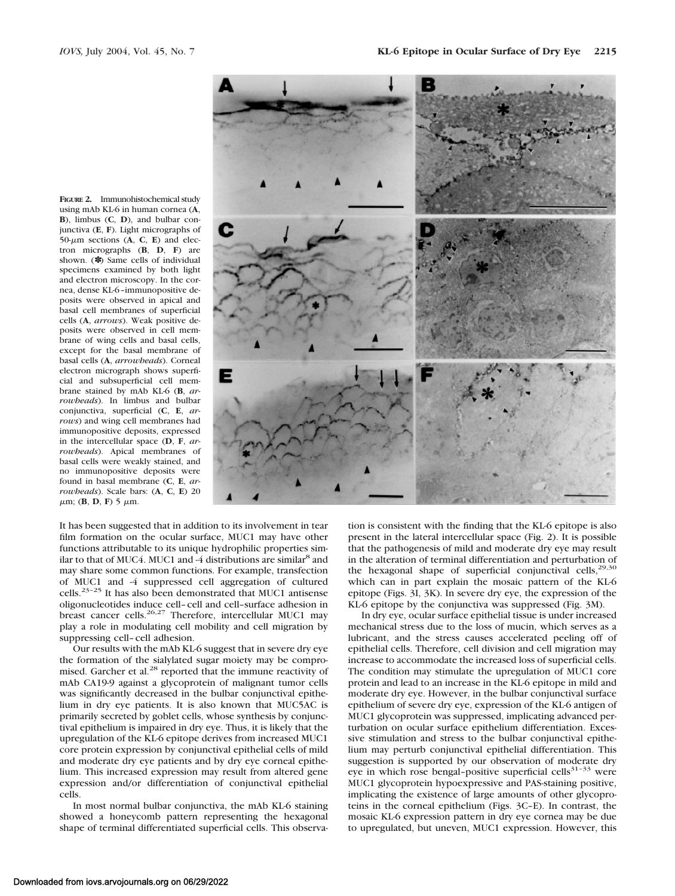**FIGURE 2.** Immunohistochemical study using mAb KL-6 in human cornea (**A**, **B**), limbus (**C**, **D**), and bulbar conjunctiva (**E**, **F**). Light micrographs of 50-μm sections (**A**, **C**, **E**) and electron micrographs (**B**, **D**, **F**) are shown. (✽) Same cells of individual specimens examined by both light and electron microscopy. In the cornea, dense KL-6–immunopositive deposits were observed in apical and basal cell membranes of superficial cells (**A**, *arrows*). Weak positive deposits were observed in cell membrane of wing cells and basal cells, except for the basal membrane of basal cells (**A**, *arrowheads*). Corneal electron micrograph shows superficial and subsuperficial cell membrane stained by mAb KL-6 (**B**, *arrowheads*). In limbus and bulbar conjunctiva, superficial (**C**, **E**, *arrows*) and wing cell membranes had immunopositive deposits, expressed in the intercellular space (**D**, **F**, *arrowheads*). Apical membranes of basal cells were weakly stained, and no immunopositive deposits were found in basal membrane (**C**, **E**, *arrowheads*). Scale bars: (**A**, **C**, **E**) 20 μm; (**B**, **D**, **F**) 5 μm.

It has been suggested that in addition to its involvement in tear film formation on the ocular surface, MUC1 may have other functions attributable to its unique hydrophilic properties similar to that of MUC4. MUC1 and -4 distributions are similar[8] and may share some common functions. For example, transfection of MUC1 and -4 suppressed cell aggregation of cultured cells.[23–25] It has also been demonstrated that MUC1 antisense oligonucleotides induce cell–cell and cell–surface adhesion in breast cancer cells.[26,27] Therefore, intercellular MUC1 may play a role in modulating cell mobility and cell migration by suppressing cell–cell adhesion.

Our results with the mAb KL-6 suggest that in severe dry eye the formation of the sialylated sugar moiety may be compromised. Garcher et al.[28] reported that the immune reactivity of mAb CA19-9 against a glycoprotein of malignant tumor cells was significantly decreased in the bulbar conjunctival epithelium in dry eye patients. It is also known that MUC5AC is primarily secreted by goblet cells, whose synthesis by conjunctival epithelium is impaired in dry eye. Thus, it is likely that the upregulation of the KL-6 epitope derives from increased MUC1 core protein expression by conjunctival epithelial cells of mild and moderate dry eye patients and by dry eye corneal epithelium. This increased expression may result from altered gene expression and/or differentiation of conjunctival epithelial cells.

In most normal bulbar conjunctiva, the mAb KL-6 staining showed a honeycomb pattern representing the hexagonal shape of terminal differentiated superficial cells. This observation is consistent with the finding that the KL-6 epitope is also present in the lateral intercellular space (Fig. 2). It is possible that the pathogenesis of mild and moderate dry eye may result in the alteration of terminal differentiation and perturbation of the hexagonal shape of superficial conjunctival cells,[29,30] which can in part explain the mosaic pattern of the KL-6 epitope (Figs. 3I, 3K). In severe dry eye, the expression of the KL-6 epitope by the conjunctiva was suppressed (Fig. 3M).

In dry eye, ocular surface epithelial tissue is under increased mechanical stress due to the loss of mucin, which serves as a lubricant, and the stress causes accelerated peeling off of epithelial cells. Therefore, cell division and cell migration may increase to accommodate the increased loss of superficial cells. The condition may stimulate the upregulation of MUC1 core protein and lead to an increase in the KL-6 epitope in mild and moderate dry eye. However, in the bulbar conjunctival surface epithelium of severe dry eye, expression of the KL-6 antigen of MUC1 glycoprotein was suppressed, implicating advanced perturbation on ocular surface epithelium differentiation. Excessive stimulation and stress to the bulbar conjunctival epithelium may perturb conjunctival epithelial differentiation. This suggestion is supported by our observation of moderate dry eye in which rose bengal–positive superficial cells[31–33] were MUC1 glycoprotein hypoexpressive and PAS-staining positive, implicating the existence of large amounts of other glycoproteins in the corneal epithelium (Figs. 3C–E). In contrast, the mosaic KL-6 expression pattern in dry eye cornea may be due to upregulated, but uneven, MUC1 expression. However, this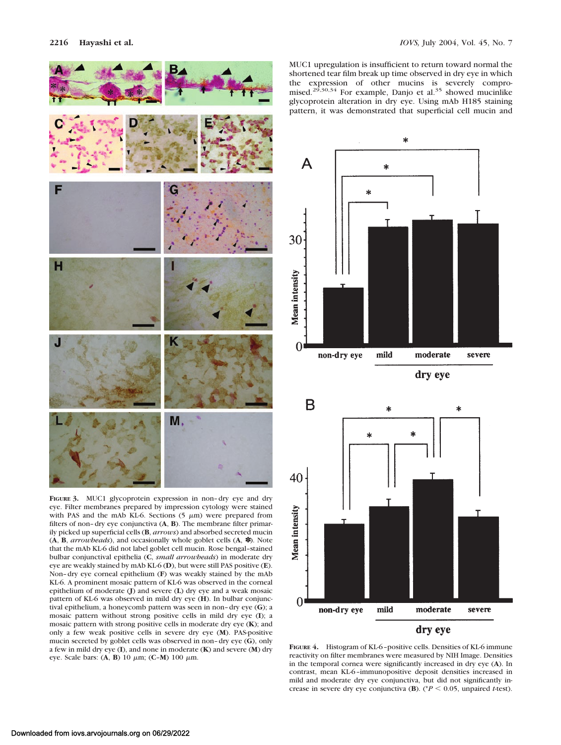MUC1 upregulation is insufficient to return toward normal the shortened tear film break up time observed in dry eye in which the expression of other mucins is severely compromised.[29,30,34] For example, Danjo et al.[35] showed mucinlike glycoprotein alteration in dry eye. Using mAb H185 staining pattern, it was demonstrated that superficial cell mucin and

**Figure 3.** MUC1 glycoprotein expression in non–dry eye and dry eye. Filter membranes prepared by impression cytology were stained with PAS and the mAb KL-6. Sections (5 $\mu$m) were prepared from filters of non–dry eye conjunctiva (**A**, **B**). The membrane filter primarily picked up superficial cells (**B**, *arrows*) and absorbed secreted mucin (**A**, **B**, *arrowheads*), and occasionally whole goblet cells (**A**, ✻). Note that the mAb KL-6 did not label goblet cell mucin. Rose bengal–stained bulbar conjunctival epithelia (**C**, *small arrowheads*) in moderate dry eye are weakly stained by mAb KL-6 (**D**), but were still PAS positive (**E**). Non–dry eye corneal epithelium (**F**) was weakly stained by the mAb KL-6. A prominent mosaic pattern of KL-6 was observed in the corneal epithelium of moderate (**J**) and severe (**L**) dry eye and a weak mosaic pattern of KL-6 was observed in mild dry eye (**H**). In bulbar conjunctival epithelium, a honeycomb pattern was seen in non–dry eye (**G**); a mosaic pattern without strong positive cells in mild dry eye (**I**); a mosaic pattern with strong positive cells in moderate dry eye (**K**); and only a few weak positive cells in severe dry eye (**M**). PAS-positive mucin secreted by goblet cells was observed in non–dry eye (**G**), only a few in mild dry eye (**I**), and none in moderate (**K**) and severe (**M**) dry eye. Scale bars: (**A**, **B**) 10 $\mu$m; (**C**–**M**) 100 $\mu$m.

**Figure 4.** Histogram of KL-6–positive cells. Densities of KL-6 immune reactivity on filter membranes were measured by NIH Image. Densities in the temporal cornea were significantly increased in dry eye (**A**). In contrast, mean KL-6–immunopositive deposit densities increased in mild and moderate dry eye conjunctiva, but did not significantly increase in severe dry eye conjunctiva (**B**). ($^*P < 0.05$, unpaired $t$-test).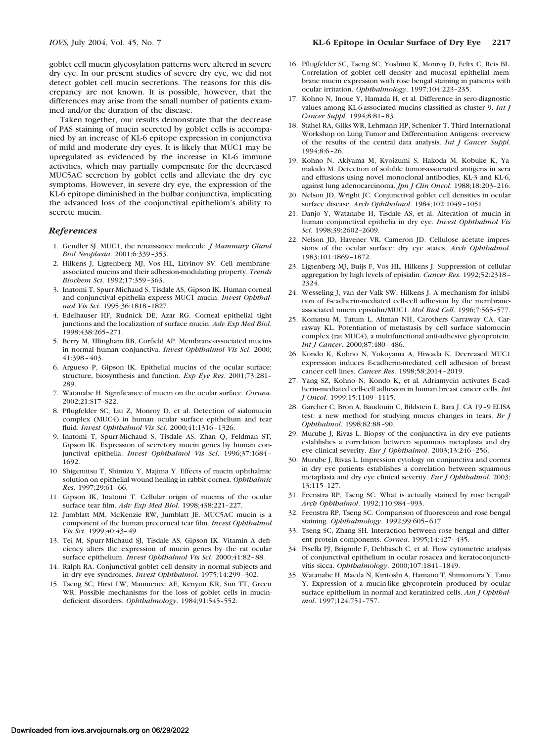goblet cell mucin glycosylation patterns were altered in severe dry eye. In our present studies of severe dry eye, we did not detect goblet cell mucin secretions. The reasons for this discrepancy are not known. It is possible, however, that the differences may arise from the small number of patients examined and/or the duration of the disease.

Taken together, our results demonstrate that the decrease of PAS staining of mucin secreted by goblet cells is accompanied by an increase of KL-6 epitope expression in conjunctiva of mild and moderate dry eyes. It is likely that MUC1 may be upregulated as evidenced by the increase in KL-6 immune activities, which may partially compensate for the decreased MUC5AC secretion by goblet cells and alleviate the dry eye symptoms. However, in severe dry eye, the expression of the KL-6 epitope diminished in the bulbar conjunctiva, implicating the advanced loss of the conjunctival epithelium's ability to secrete mucin.

## References

1. Gendler SJ. MUC1, the renaissance molecule. *J Mammary Gland Biol Neoplasia*. 2001;6:339–353.
2. Hilkens J, Ligtenberg MJ, Vos HL, Litvinov SV. Cell membrane-associated mucins and their adhesion-modulating property. *Trends Biochem Sci*. 1992;17:359–363.
3. Inatomi T, Spurr-Michaud S, Tisdale AS, Gipson IK. Human corneal and conjunctival epithelia express MUC1 mucin. *Invest Ophthalmol Vis Sci*. 1995;36:1818–1827.
4. Edelhauser HF, Rudnick DE, Azar RG. Corneal epithelial tight junctions and the localization of surface mucin. *Adv Exp Med Biol*. 1998;438:265–271.
5. Berry M, Ellingham RB, Corfield AP. Membrane-associated mucins in normal human conjunctiva. *Invest Ophthalmol Vis Sci*. 2000;41:398–403.
6. Argueso P, Gipson IK. Epithelial mucins of the ocular surface: structure, biosynthesis and function. *Exp Eye Res*. 2001;73:281–289.
7. Watanabe H. Significance of mucin on the ocular surface. *Cornea*. 2002;21:S17–S22.
8. Pflugfelder SC, Liu Z, Monroy D, et al. Detection of sialomucin complex (MUC4) in human ocular surface epithelium and tear fluid. *Invest Ophthalmol Vis Sci*. 2000;41:1316–1326.
9. Inatomi T, Spurr-Michaud S, Tisdale AS, Zhan Q, Feldman ST, Gipson IK. Expression of secretory mucin genes by human conjunctival epithelia. *Invest Ophthalmol Vis Sci*. 1996;37:1684–1692.
10. Shigemitsu T, Shimizu Y, Majima Y. Effects of mucin ophthalmic solution on epithelial wound healing in rabbit cornea. *Ophthalmic Res*. 1997;29:61–66.
11. Gipson IK, Inatomi T. Cellular origin of mucins of the ocular surface tear film. *Adv Exp Med Biol*. 1998;438:221–227.
12. Jumblatt MM, McKenzie RW, Jumblatt JE. MUC5AC mucin is a component of the human precorneal tear film. *Invest Ophthalmol Vis Sci*. 1999;40:43–49.
13. Tei M, Spurr-Michaud SJ, Tisdale AS, Gipson IK. Vitamin A deficiency alters the expression of mucin genes by the rat ocular surface epithelium. *Invest Ophthalmol Vis Sci*. 2000;41:82–88.
14. Ralph RA. Conjunctival goblet cell density in normal subjects and in dry eye syndromes. *Invest Ophthalmol*. 1975;14:299–302.
15. Tseng SC, Hirst LW, Maumenee AE, Kenyon KR, Sun TT, Green WR. Possible mechanisms for the loss of goblet cells in mucin-deficient disorders. *Ophthalmology*. 1984;91:545–552.
16. Pflugfelder SC, Tseng SC, Yoshino K, Monroy D, Felix C, Reis BL. Correlation of goblet cell density and mucosal epithelial membrane mucin expression with rose bengal staining in patients with ocular irritation. *Ophthalmology*. 1997;104:223–235.
17. Kohno N, Inoue Y, Hamada H, et al. Difference in sero-diagnostic values among KL-6-associated mucins classified as cluster 9. *Int J Cancer Suppl*. 1994;8:81–83.
18. Stahel RA, Gilks WR, Lehmann HP, Schenker T. Third International Workshop on Lung Tumor and Differentiation Antigens: overview of the results of the central data analysis. *Int J Cancer Suppl*. 1994;8:6–26.
19. Kohno N, Akiyama M, Kyoizumi S, Hakoda M, Kobuke K, Yamakido M. Detection of soluble tumor-associated antigens in sera and effusions using novel monoclonal antibodies, KL-3 and KL-6, against lung adenocarcinoma. *Jpn J Clin Oncol*. 1988;18:203–216.
20. Nelson JD, Wright JC. Conjunctival goblet cell densities in ocular surface disease. *Arch Ophthalmol*. 1984;102:1049–1051.
21. Danjo Y, Watanabe H, Tisdale AS, et al. Alteration of mucin in human conjunctival epithelia in dry eye. *Invest Ophthalmol Vis Sci*. 1998;39:2602–2609.
22. Nelson JD, Havener VR, Cameron JD. Cellulose acetate impressions of the ocular surface: dry eye states. *Arch Ophthalmol*. 1983;101:1869–1872.
23. Ligtenberg MJ, Buijs F, Vos HL, Hilkens J. Suppression of cellular aggregation by high levels of episialin. *Cancer Res*. 1992;52:2318–2324.
24. Wesseling J, van der Valk SW, Hilkens J. A mechanism for inhibition of E-cadherin-mediated cell-cell adhesion by the membrane-associated mucin episialin/MUC1. *Mol Biol Cell*. 1996;7:565–577.
25. Komatsu M, Tatum L, Altman NH, Carothers Carraway CA, Carraway KL. Potentiation of metastasis by cell surface sialomucin complex (rat MUC4), a multifunctional anti-adhesive glycoprotein. *Int J Cancer*. 2000;87:480–486.
26. Kondo K, Kohno N, Yokoyama A, Hiwada K. Decreased MUC1 expression induces E-cadherin-mediated cell adhesion of breast cancer cell lines. *Cancer Res*. 1998;58:2014–2019.
27. Yang SZ, Kohno N, Kondo K, et al. Adriamycin activates E-cadherin-mediated cell-cell adhesion in human breast cancer cells. *Int J Oncol*. 1999;15:1109–1115.
28. Garcher C, Bron A, Baudouin C, Bildstein L, Bara J. CA 19–9 ELISA test: a new method for studying mucus changes in tears. *Br J Ophthalmol*. 1998;82:88–90.
29. Murube J, Rivas L. Biopsy of the conjunctiva in dry eye patients establishes a correlation between squamous metaplasia and dry eye clinical severity. *Eur J Ophthalmol*. 2003;13:246–256.
30. Murube J, Rivas L. Impression cytology on conjunctiva and cornea in dry eye patients establishes a correlation between squamous metaplasia and dry eye clinical severity. *Eur J Ophthalmol*. 2003;13:115–127.
31. Feenstra RP, Tseng SC. What is actually stained by rose bengal? *Arch Ophthalmol*. 1992;110:984–993.
32. Feenstra RP, Tseng SC. Comparison of fluorescein and rose bengal staining. *Ophthalmology*. 1992;99:605–617.
33. Tseng SC, Zhang SH. Interaction between rose bengal and different protein components. *Cornea*. 1995;14:427–435.
34. Pisella PJ, Brignole F, Debbasch C, et al. Flow cytometric analysis of conjunctival epithelium in ocular rosacea and keratoconjunctivitis sicca. *Ophthalmology*. 2000;107:1841–1849.
35. Watanabe H, Maeda N, Kiritoshi A, Hamano T, Shimomura Y, Tano Y. Expression of a mucin-like glycoprotein produced by ocular surface epithelium in normal and keratinized cells. *Am J Ophthalmol*. 1997;124:751–757.